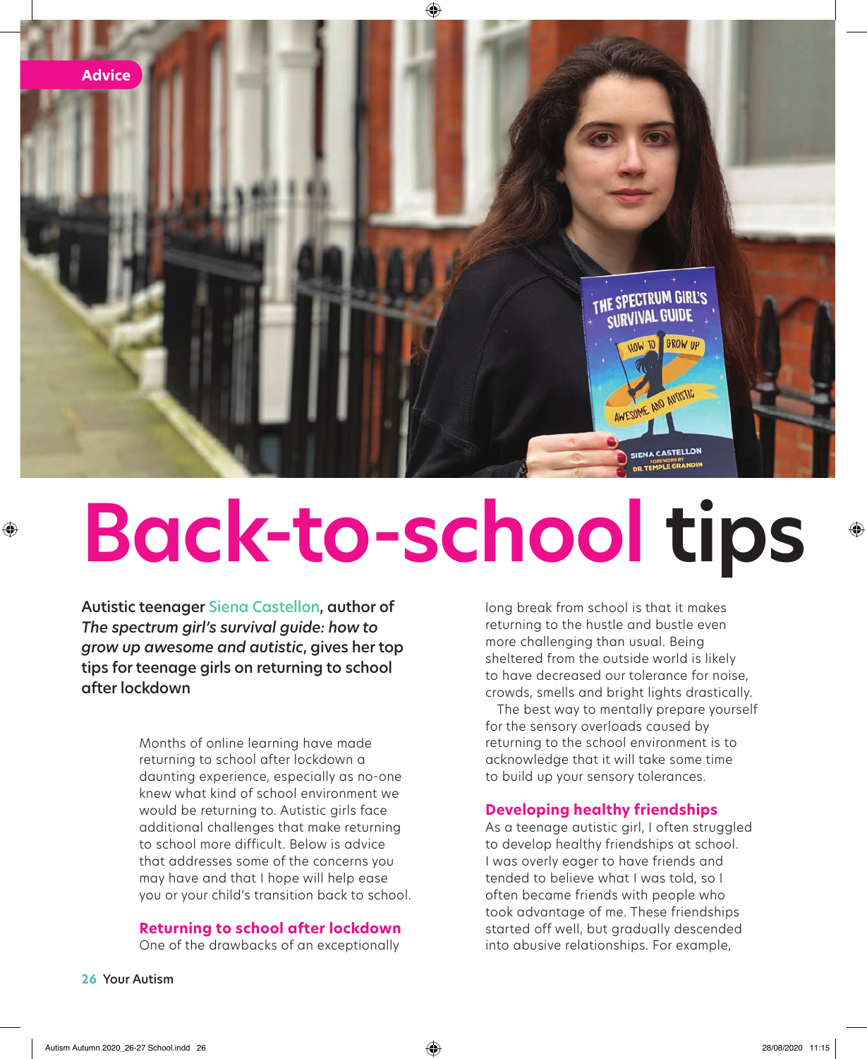Advice

# Back-to-school tips

**Autistic teenager Siena Castellon, author of *The spectrum girl's survival guide: how to grow up awesome and autistic*, gives her top tips for teenage girls on returning to school after lockdown**

Months of online learning have made returning to school after lockdown a daunting experience, especially as no-one knew what kind of school environment we would be returning to. Autistic girls face additional challenges that make returning to school more difficult. Below is advice that addresses some of the concerns you may have and that I hope will help ease you or your child's transition back to school.

## Returning to school after lockdown

One of the drawbacks of an exceptionally long break from school is that it makes returning to the hustle and bustle even more challenging than usual. Being sheltered from the outside world is likely to have decreased our tolerance for noise, crowds, smells and bright lights drastically.

The best way to mentally prepare yourself for the sensory overloads caused by returning to the school environment is to acknowledge that it will take some time to build up your sensory tolerances.

## Developing healthy friendships

As a teenage autistic girl, I often struggled to develop healthy friendships at school. I was overly eager to have friends and tended to believe what I was told, so I often became friends with people who took advantage of me. These friendships started off well, but gradually descended into abusive relationships. For example,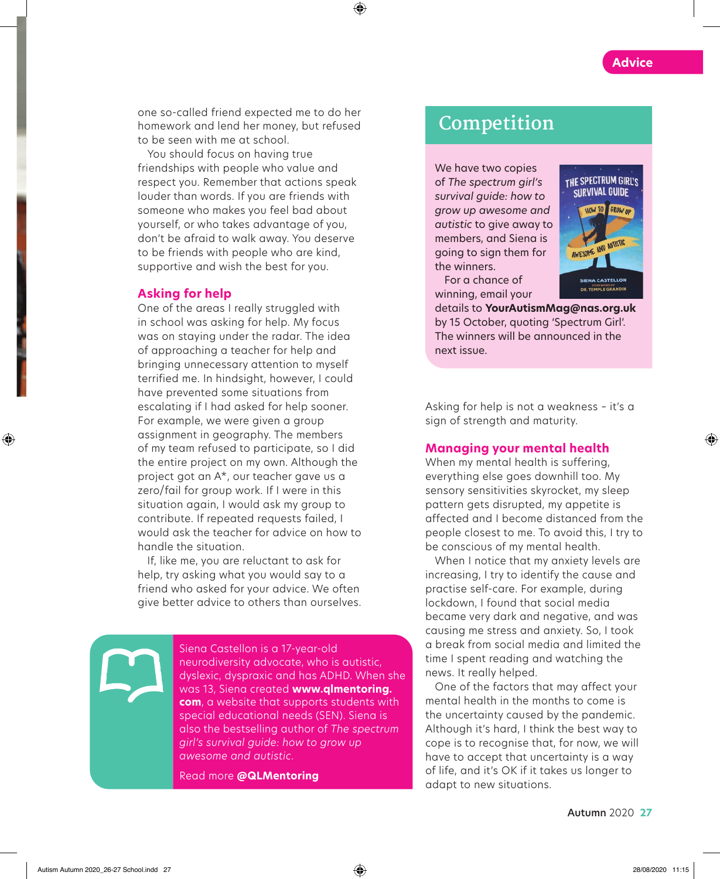one so-called friend expected me to do her homework and lend her money, but refused to be seen with me at school.

You should focus on having true friendships with people who value and respect you. Remember that actions speak louder than words. If you are friends with someone who makes you feel bad about yourself, or who takes advantage of you, don't be afraid to walk away. You deserve to be friends with people who are kind, supportive and wish the best for you.

## Asking for help

One of the areas I really struggled with in school was asking for help. My focus was on staying under the radar. The idea of approaching a teacher for help and bringing unnecessary attention to myself terrified me. In hindsight, however, I could have prevented some situations from escalating if I had asked for help sooner. For example, we were given a group assignment in geography. The members of my team refused to participate, so I did the entire project on my own. Although the project got an A*, our teacher gave us a zero/fail for group work. If I were in this situation again, I would ask my group to contribute. If repeated requests failed, I would ask the teacher for advice on how to handle the situation.

If, like me, you are reluctant to ask for help, try asking what you would say to a friend who asked for your advice. We often give better advice to others than ourselves.

Asking for help is not a weakness – it's a sign of strength and maturity.

## Managing your mental health

When my mental health is suffering, everything else goes downhill too. My sensory sensitivities skyrocket, my sleep pattern gets disrupted, my appetite is affected and I become distanced from the people closest to me. To avoid this, I try to be conscious of my mental health.

When I notice that my anxiety levels are increasing, I try to identify the cause and practise self-care. For example, during lockdown, I found that social media became very dark and negative, and was causing me stress and anxiety. So, I took a break from social media and limited the time I spent reading and watching the news. It really helped.

One of the factors that may affect your mental health in the months to come is the uncertainty caused by the pandemic. Although it's hard, I think the best way to cope is to recognise that, for now, we will have to accept that uncertainty is a way of life, and it's OK if it takes us longer to adapt to new situations.

## Competition

We have two copies of *The spectrum girl's survival guide: how to grow up awesome and autistic* to give away to members, and Siena is going to sign them for the winners.

For a chance of winning, email your details to **YourAutismMag@nas.org.uk** by 15 October, quoting 'Spectrum Girl'. The winners will be announced in the next issue.

Siena Castellon is a 17-year-old neurodiversity advocate, who is autistic, dyslexic, dyspraxic and has ADHD. When she was 13, Siena created **www.qlmentoring.com**, a website that supports students with special educational needs (SEN). Siena is also the bestselling author of *The spectrum girl's survival guide: how to grow up awesome and autistic*.

Read more **@QLMentoring**